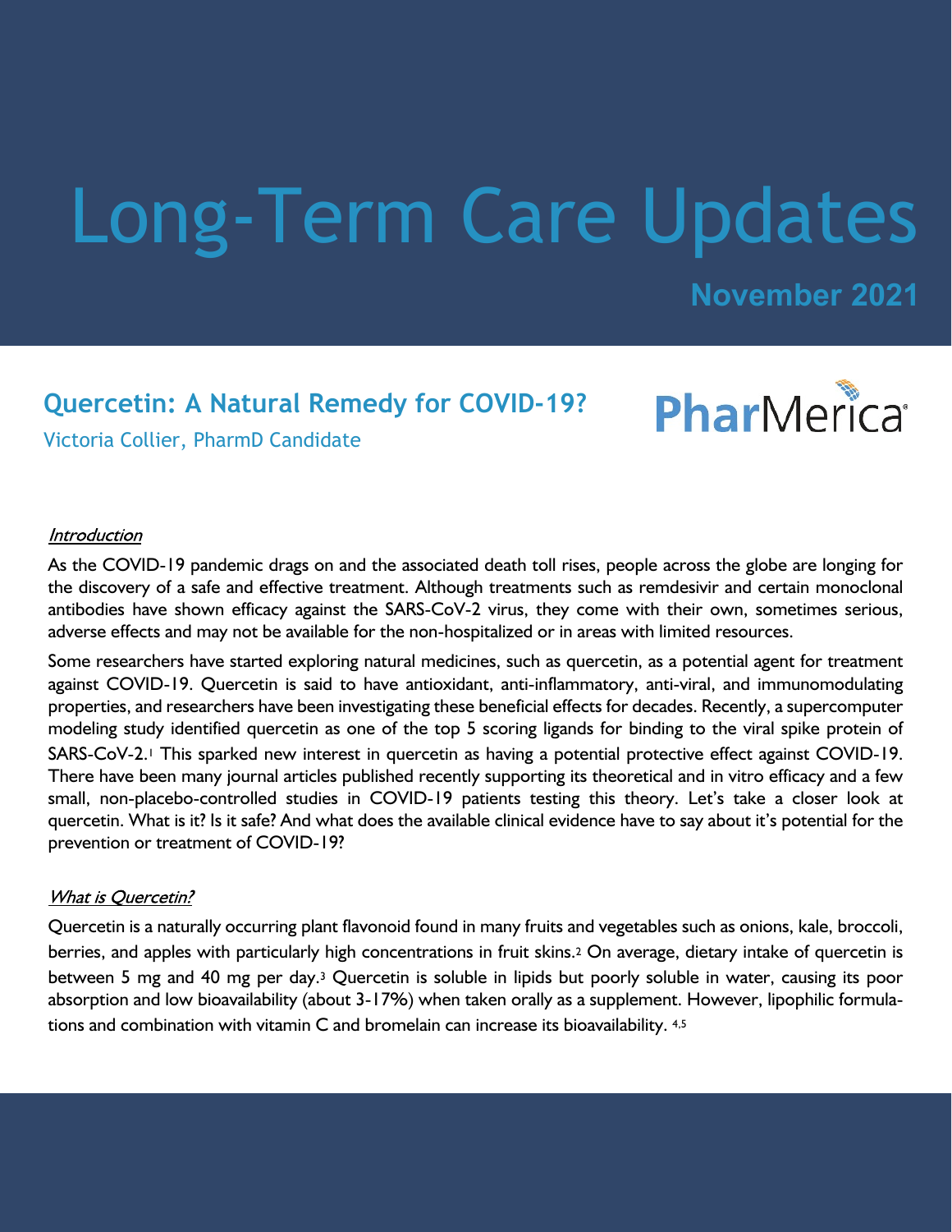# Long-Term Care Updates

**November 2021**

## Quercetin: A Natural Remedy for COVID-19?

Victoria Collier, PharmD Candidate

PharMerica

### *Introduction*

As the COVID-19 pandemic drags on and the associated death toll rises, people across the globe are longing for the discovery of a safe and effective treatment. Although treatments such as remdesivir and certain monoclonal antibodies have shown efficacy against the SARS-CoV-2 virus, they come with their own, sometimes serious, adverse effects and may not be available for the non-hospitalized or in areas with limited resources.

Some researchers have started exploring natural medicines, such as quercetin, as a potential agent for treatment against COVID-19. Quercetin is said to have antioxidant, anti-inflammatory, anti-viral, and immunomodulating properties, and researchers have been investigating these beneficial effects for decades. Recently, a supercomputer modeling study identified quercetin as one of the top 5 scoring ligands for binding to the viral spike protein of SARS-CoV-2.[1] This sparked new interest in quercetin as having a potential protective effect against COVID-19. There have been many journal articles published recently supporting its theoretical and in vitro efficacy and a few small, non-placebo-controlled studies in COVID-19 patients testing this theory. Let's take a closer look at quercetin. What is it? Is it safe? And what does the available clinical evidence have to say about it's potential for the prevention or treatment of COVID-19?

### *What is Quercetin?*

Quercetin is a naturally occurring plant flavonoid found in many fruits and vegetables such as onions, kale, broccoli, berries, and apples with particularly high concentrations in fruit skins.[2] On average, dietary intake of quercetin is between 5 mg and 40 mg per day.[3] Quercetin is soluble in lipids but poorly soluble in water, causing its poor absorption and low bioavailability (about 3-17%) when taken orally as a supplement. However, lipophilic formulations and combination with vitamin C and bromelain can increase its bioavailability. [4,5]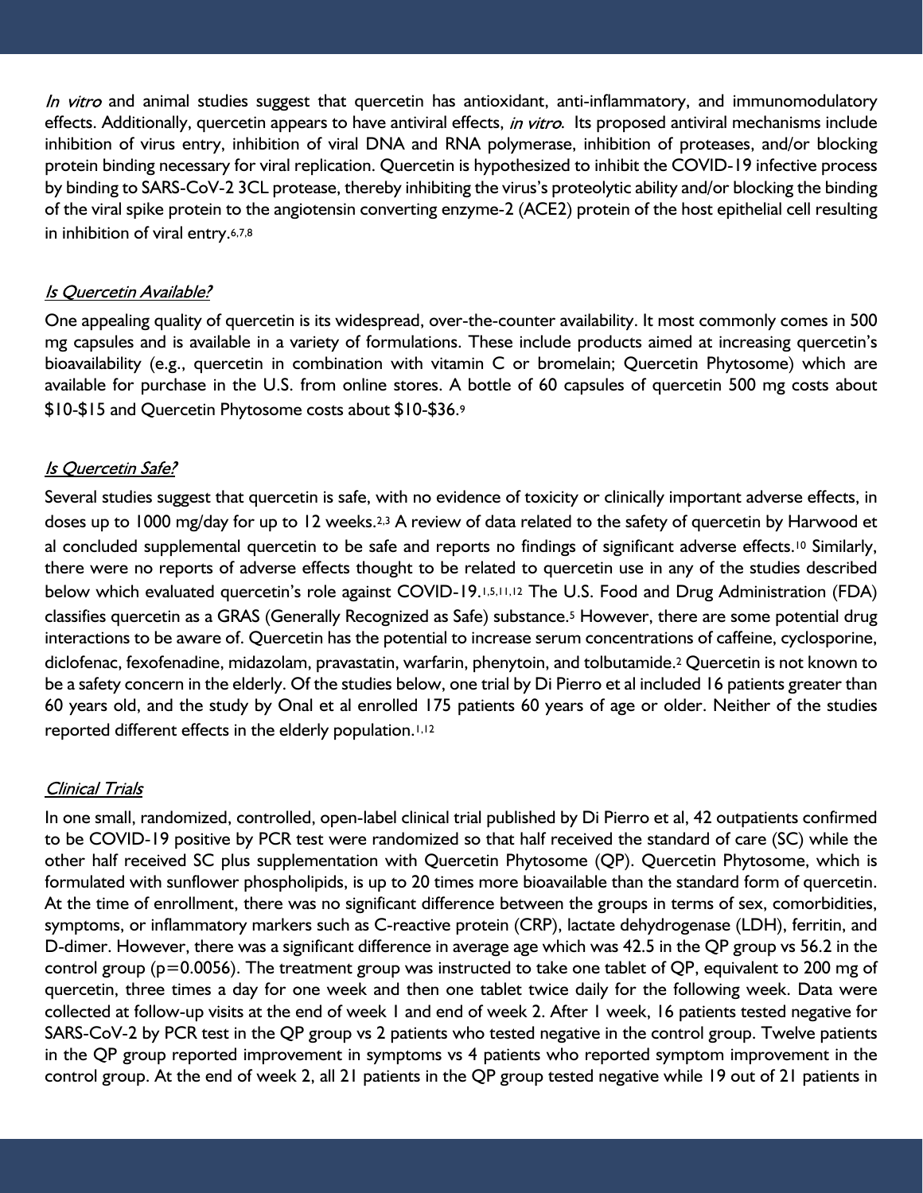*In vitro* and animal studies suggest that quercetin has antioxidant, anti-inflammatory, and immunomodulatory effects. Additionally, quercetin appears to have antiviral effects, *in vitro*. Its proposed antiviral mechanisms include inhibition of virus entry, inhibition of viral DNA and RNA polymerase, inhibition of proteases, and/or blocking protein binding necessary for viral replication. Quercetin is hypothesized to inhibit the COVID-19 infective process by binding to SARS-CoV-2 3CL protease, thereby inhibiting the virus's proteolytic ability and/or blocking the binding of the viral spike protein to the angiotensin converting enzyme-2 (ACE2) protein of the host epithelial cell resulting in inhibition of viral entry.[6,7,8]

### *Is Quercetin Available?*

One appealing quality of quercetin is its widespread, over-the-counter availability. It most commonly comes in 500 mg capsules and is available in a variety of formulations. These include products aimed at increasing quercetin's bioavailability (e.g., quercetin in combination with vitamin C or bromelain; Quercetin Phytosome) which are available for purchase in the U.S. from online stores. A bottle of 60 capsules of quercetin 500 mg costs about $10-$15 and Quercetin Phytosome costs about $10-$36.[9]

### *Is Quercetin Safe?*

Several studies suggest that quercetin is safe, with no evidence of toxicity or clinically important adverse effects, in doses up to 1000 mg/day for up to 12 weeks.[2,3] A review of data related to the safety of quercetin by Harwood et al concluded supplemental quercetin to be safe and reports no findings of significant adverse effects.[10] Similarly, there were no reports of adverse effects thought to be related to quercetin use in any of the studies described below which evaluated quercetin's role against COVID-19.[1,5,11,12] The U.S. Food and Drug Administration (FDA) classifies quercetin as a GRAS (Generally Recognized as Safe) substance.[5] However, there are some potential drug interactions to be aware of. Quercetin has the potential to increase serum concentrations of caffeine, cyclosporine, diclofenac, fexofenadine, midazolam, pravastatin, warfarin, phenytoin, and tolbutamide.[2] Quercetin is not known to be a safety concern in the elderly. Of the studies below, one trial by Di Pierro et al included 16 patients greater than 60 years old, and the study by Onal et al enrolled 175 patients 60 years of age or older. Neither of the studies reported different effects in the elderly population.[1,12]

### *Clinical Trials*

In one small, randomized, controlled, open-label clinical trial published by Di Pierro et al, 42 outpatients confirmed to be COVID-19 positive by PCR test were randomized so that half received the standard of care (SC) while the other half received SC plus supplementation with Quercetin Phytosome (QP). Quercetin Phytosome, which is formulated with sunflower phospholipids, is up to 20 times more bioavailable than the standard form of quercetin. At the time of enrollment, there was no significant difference between the groups in terms of sex, comorbidities, symptoms, or inflammatory markers such as C-reactive protein (CRP), lactate dehydrogenase (LDH), ferritin, and D-dimer. However, there was a significant difference in average age which was 42.5 in the QP group vs 56.2 in the control group ($p=0.0056$). The treatment group was instructed to take one tablet of QP, equivalent to 200 mg of quercetin, three times a day for one week and then one tablet twice daily for the following week. Data were collected at follow-up visits at the end of week 1 and end of week 2. After 1 week, 16 patients tested negative for SARS-CoV-2 by PCR test in the QP group vs 2 patients who tested negative in the control group. Twelve patients in the QP group reported improvement in symptoms vs 4 patients who reported symptom improvement in the control group. At the end of week 2, all 21 patients in the QP group tested negative while 19 out of 21 patients in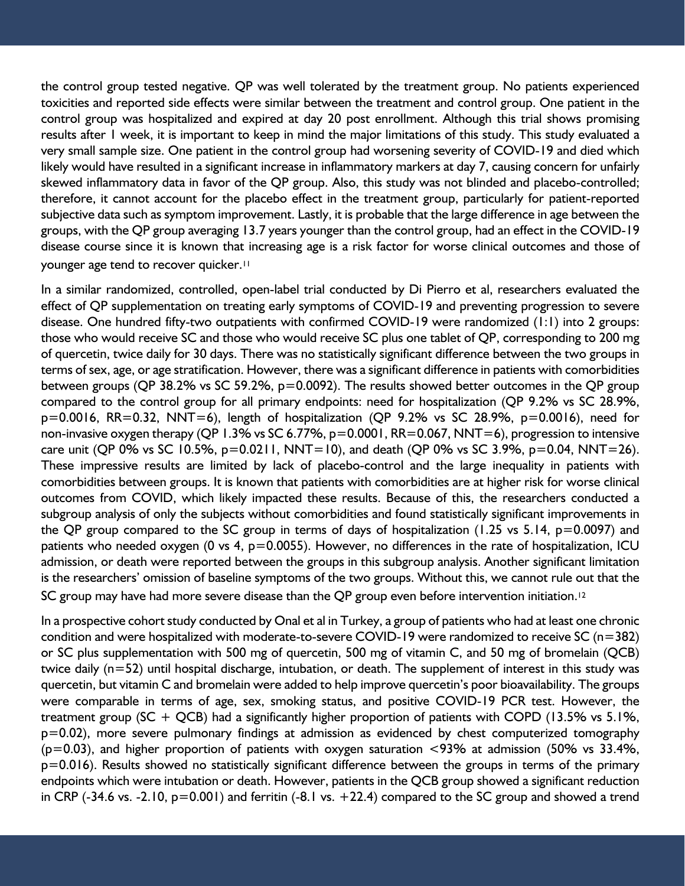the control group tested negative. QP was well tolerated by the treatment group. No patients experienced toxicities and reported side effects were similar between the treatment and control group. One patient in the control group was hospitalized and expired at day 20 post enrollment. Although this trial shows promising results after 1 week, it is important to keep in mind the major limitations of this study. This study evaluated a very small sample size. One patient in the control group had worsening severity of COVID-19 and died which likely would have resulted in a significant increase in inflammatory markers at day 7, causing concern for unfairly skewed inflammatory data in favor of the QP group. Also, this study was not blinded and placebo-controlled; therefore, it cannot account for the placebo effect in the treatment group, particularly for patient-reported subjective data such as symptom improvement. Lastly, it is probable that the large difference in age between the groups, with the QP group averaging 13.7 years younger than the control group, had an effect in the COVID-19 disease course since it is known that increasing age is a risk factor for worse clinical outcomes and those of younger age tend to recover quicker.[11]

In a similar randomized, controlled, open-label trial conducted by Di Pierro et al, researchers evaluated the effect of QP supplementation on treating early symptoms of COVID-19 and preventing progression to severe disease. One hundred fifty-two outpatients with confirmed COVID-19 were randomized (1:1) into 2 groups: those who would receive SC and those who would receive SC plus one tablet of QP, corresponding to 200 mg of quercetin, twice daily for 30 days. There was no statistically significant difference between the two groups in terms of sex, age, or age stratification. However, there was a significant difference in patients with comorbidities between groups (QP 38.2% vs SC 59.2%, $p=0.0092$). The results showed better outcomes in the QP group compared to the control group for all primary endpoints: need for hospitalization (QP 9.2% vs SC 28.9%, $p=0.0016$, RR=0.32, NNT=6), length of hospitalization (QP 9.2% vs SC 28.9%, $p=0.0016$), need for non-invasive oxygen therapy (QP 1.3% vs SC 6.77%, $p=0.0001$, RR=0.067, NNT=6), progression to intensive care unit (QP 0% vs SC 10.5%, $p=0.0211$, NNT=10), and death (QP 0% vs SC 3.9%, $p=0.04$, NNT=26). These impressive results are limited by lack of placebo-control and the large inequality in patients with comorbidities between groups. It is known that patients with comorbidities are at higher risk for worse clinical outcomes from COVID, which likely impacted these results. Because of this, the researchers conducted a subgroup analysis of only the subjects without comorbidities and found statistically significant improvements in the QP group compared to the SC group in terms of days of hospitalization (1.25 vs 5.14, $p=0.0097$) and patients who needed oxygen (0 vs 4, $p=0.0055$). However, no differences in the rate of hospitalization, ICU admission, or death were reported between the groups in this subgroup analysis. Another significant limitation is the researchers' omission of baseline symptoms of the two groups. Without this, we cannot rule out that the SC group may have had more severe disease than the QP group even before intervention initiation.[12]

In a prospective cohort study conducted by Onal et al in Turkey, a group of patients who had at least one chronic condition and were hospitalized with moderate-to-severe COVID-19 were randomized to receive SC (n=382) or SC plus supplementation with 500 mg of quercetin, 500 mg of vitamin C, and 50 mg of bromelain (QCB) twice daily (n=52) until hospital discharge, intubation, or death. The supplement of interest in this study was quercetin, but vitamin C and bromelain were added to help improve quercetin's poor bioavailability. The groups were comparable in terms of age, sex, smoking status, and positive COVID-19 PCR test. However, the treatment group (SC + QCB) had a significantly higher proportion of patients with COPD (13.5% vs 5.1%, $p=0.02$), more severe pulmonary findings at admission as evidenced by chest computerized tomography ($p=0.03$), and higher proportion of patients with oxygen saturation <93% at admission (50% vs 33.4%, $p=0.016$). Results showed no statistically significant difference between the groups in terms of the primary endpoints which were intubation or death. However, patients in the QCB group showed a significant reduction in CRP (-34.6 vs. -2.10, $p=0.001$) and ferritin (-8.1 vs. +22.4) compared to the SC group and showed a trend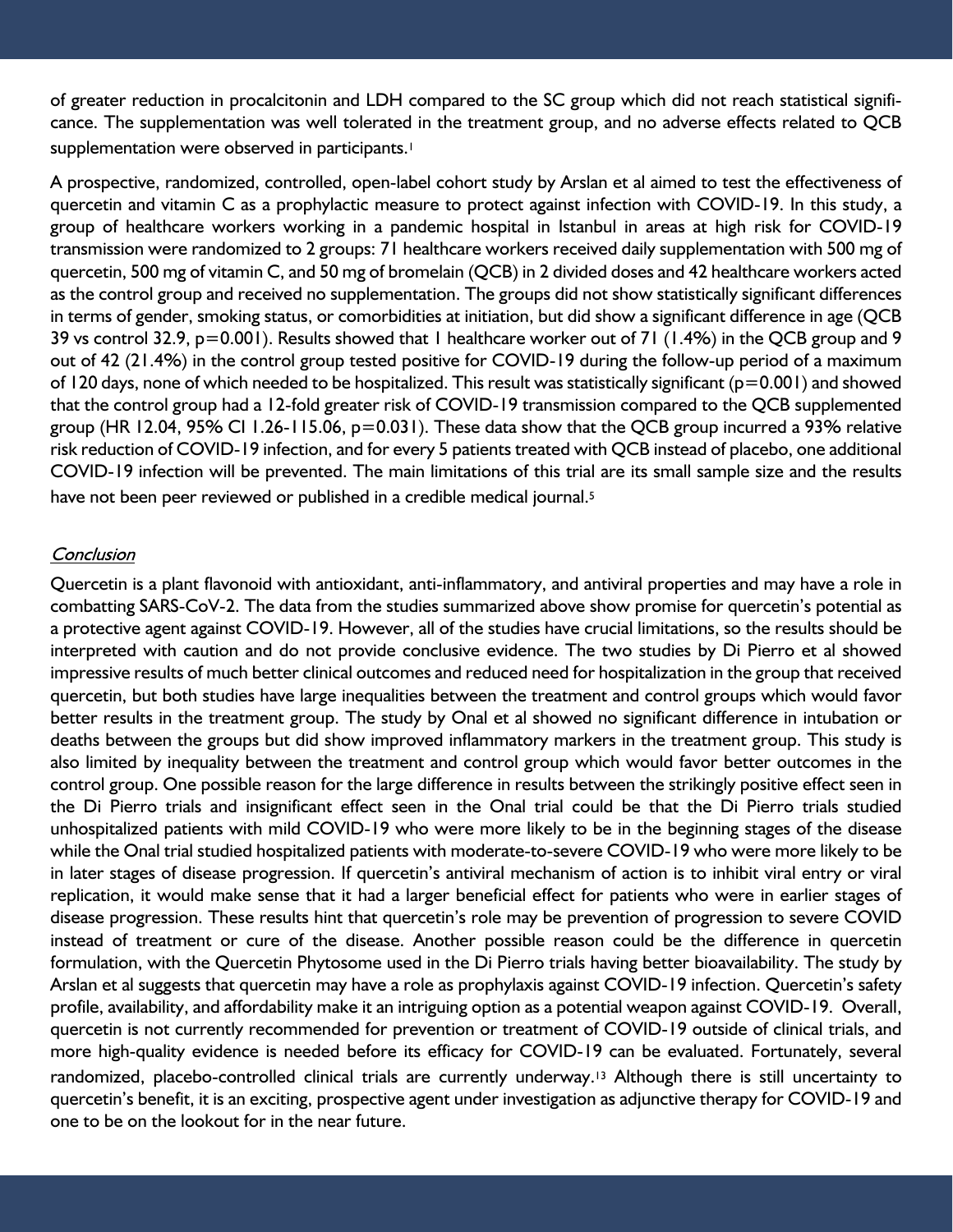of greater reduction in procalcitonin and LDH compared to the SC group which did not reach statistical significance. The supplementation was well tolerated in the treatment group, and no adverse effects related to QCB supplementation were observed in participants.[1]

A prospective, randomized, controlled, open-label cohort study by Arslan et al aimed to test the effectiveness of quercetin and vitamin C as a prophylactic measure to protect against infection with COVID-19. In this study, a group of healthcare workers working in a pandemic hospital in Istanbul in areas at high risk for COVID-19 transmission were randomized to 2 groups: 71 healthcare workers received daily supplementation with 500 mg of quercetin, 500 mg of vitamin C, and 50 mg of bromelain (QCB) in 2 divided doses and 42 healthcare workers acted as the control group and received no supplementation. The groups did not show statistically significant differences in terms of gender, smoking status, or comorbidities at initiation, but did show a significant difference in age (QCB 39 vs control 32.9, $p=0.001$). Results showed that 1 healthcare worker out of 71 (1.4%) in the QCB group and 9 out of 42 (21.4%) in the control group tested positive for COVID-19 during the follow-up period of a maximum of 120 days, none of which needed to be hospitalized. This result was statistically significant ($p=0.001$) and showed that the control group had a 12-fold greater risk of COVID-19 transmission compared to the QCB supplemented group (HR 12.04, 95% CI 1.26-115.06, $p=0.031$). These data show that the QCB group incurred a 93% relative risk reduction of COVID-19 infection, and for every 5 patients treated with QCB instead of placebo, one additional COVID-19 infection will be prevented. The main limitations of this trial are its small sample size and the results have not been peer reviewed or published in a credible medical journal.[5]

*Conclusion*

Quercetin is a plant flavonoid with antioxidant, anti-inflammatory, and antiviral properties and may have a role in combatting SARS-CoV-2. The data from the studies summarized above show promise for quercetin's potential as a protective agent against COVID-19. However, all of the studies have crucial limitations, so the results should be interpreted with caution and do not provide conclusive evidence. The two studies by Di Pierro et al showed impressive results of much better clinical outcomes and reduced need for hospitalization in the group that received quercetin, but both studies have large inequalities between the treatment and control groups which would favor better results in the treatment group. The study by Onal et al showed no significant difference in intubation or deaths between the groups but did show improved inflammatory markers in the treatment group. This study is also limited by inequality between the treatment and control group which would favor better outcomes in the control group. One possible reason for the large difference in results between the strikingly positive effect seen in the Di Pierro trials and insignificant effect seen in the Onal trial could be that the Di Pierro trials studied unhospitalized patients with mild COVID-19 who were more likely to be in the beginning stages of the disease while the Onal trial studied hospitalized patients with moderate-to-severe COVID-19 who were more likely to be in later stages of disease progression. If quercetin's antiviral mechanism of action is to inhibit viral entry or viral replication, it would make sense that it had a larger beneficial effect for patients who were in earlier stages of disease progression. These results hint that quercetin's role may be prevention of progression to severe COVID instead of treatment or cure of the disease. Another possible reason could be the difference in quercetin formulation, with the Quercetin Phytosome used in the Di Pierro trials having better bioavailability. The study by Arslan et al suggests that quercetin may have a role as prophylaxis against COVID-19 infection. Quercetin's safety profile, availability, and affordability make it an intriguing option as a potential weapon against COVID-19. Overall, quercetin is not currently recommended for prevention or treatment of COVID-19 outside of clinical trials, and more high-quality evidence is needed before its efficacy for COVID-19 can be evaluated. Fortunately, several randomized, placebo-controlled clinical trials are currently underway.[13] Although there is still uncertainty to quercetin's benefit, it is an exciting, prospective agent under investigation as adjunctive therapy for COVID-19 and one to be on the lookout for in the near future.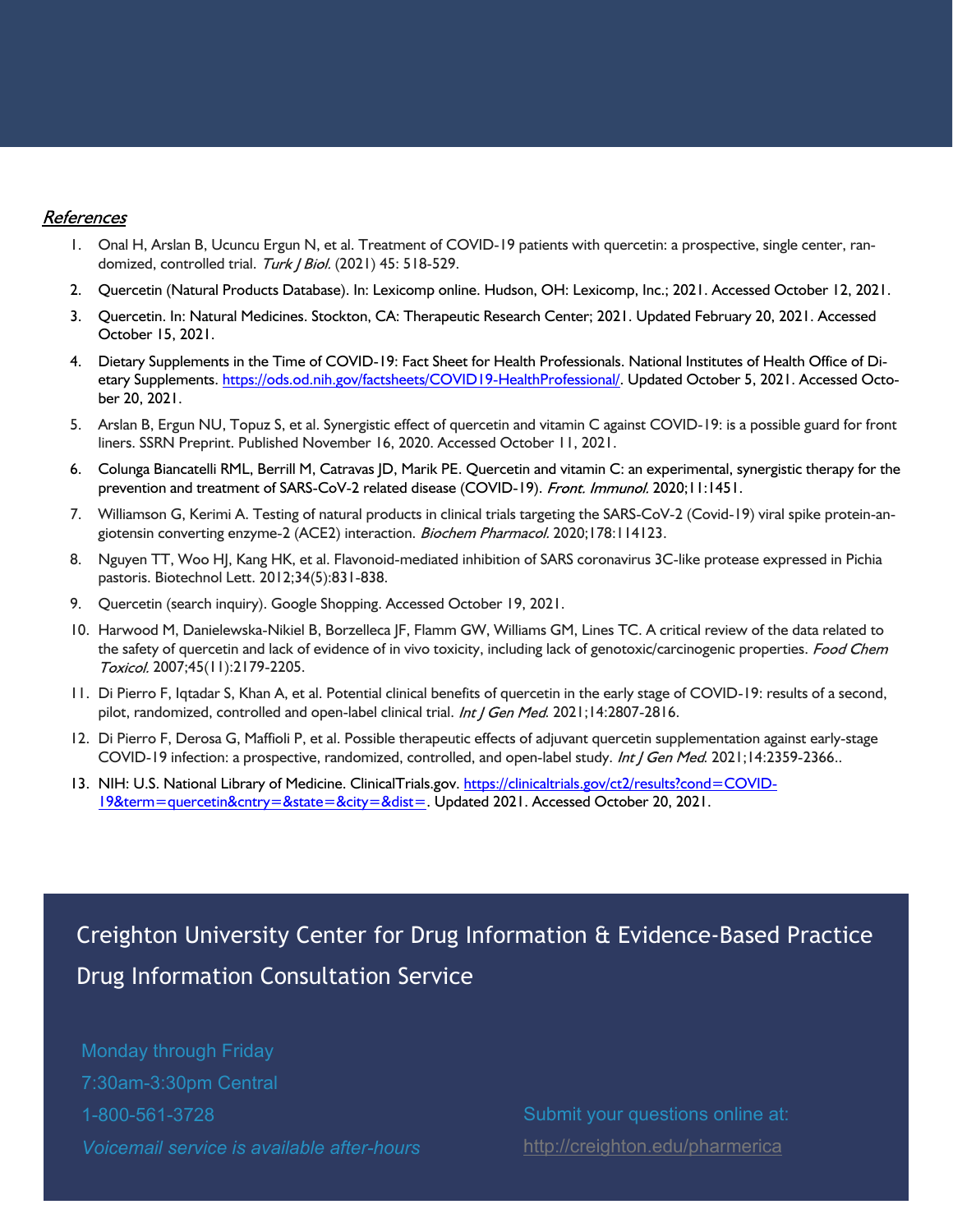## *References*

1. Onal H, Arslan B, Ucuncu Ergun N, et al. Treatment of COVID-19 patients with quercetin: a prospective, single center, randomized, controlled trial. *Turk J Biol.* (2021) 45: 518-529.
2. Quercetin (Natural Products Database). In: Lexicomp online. Hudson, OH: Lexicomp, Inc.; 2021. Accessed October 12, 2021.
3. Quercetin. In: Natural Medicines. Stockton, CA: Therapeutic Research Center; 2021. Updated February 20, 2021. Accessed October 15, 2021.
4. Dietary Supplements in the Time of COVID-19: Fact Sheet for Health Professionals. National Institutes of Health Office of Dietary Supplements. https://ods.od.nih.gov/factsheets/COVID19-HealthProfessional/. Updated October 5, 2021. Accessed October 20, 2021.
5. Arslan B, Ergun NU, Topuz S, et al. Synergistic effect of quercetin and vitamin C against COVID-19: is a possible guard for front liners. SSRN Preprint. Published November 16, 2020. Accessed October 11, 2021.
6. Colunga Biancatelli RML, Berrill M, Catravas JD, Marik PE. Quercetin and vitamin C: an experimental, synergistic therapy for the prevention and treatment of SARS-CoV-2 related disease (COVID-19). *Front. Immunol.* 2020;11:1451.
7. Williamson G, Kerimi A. Testing of natural products in clinical trials targeting the SARS-CoV-2 (Covid-19) viral spike protein-angiotensin converting enzyme-2 (ACE2) interaction. *Biochem Pharmacol.* 2020;178:114123.
8. Nguyen TT, Woo HJ, Kang HK, et al. Flavonoid-mediated inhibition of SARS coronavirus 3C-like protease expressed in Pichia pastoris. Biotechnol Lett. 2012;34(5):831-838.
9. Quercetin (search inquiry). Google Shopping. Accessed October 19, 2021.
10. Harwood M, Danielewska-Nikiel B, Borzelleca JF, Flamm GW, Williams GM, Lines TC. A critical review of the data related to the safety of quercetin and lack of evidence of in vivo toxicity, including lack of genotoxic/carcinogenic properties. *Food Chem Toxicol.* 2007;45(11):2179-2205.
11. Di Pierro F, Iqtadar S, Khan A, et al. Potential clinical benefits of quercetin in the early stage of COVID-19: results of a second, pilot, randomized, controlled and open-label clinical trial. *Int J Gen Med.* 2021;14:2807-2816.
12. Di Pierro F, Derosa G, Maffioli P, et al. Possible therapeutic effects of adjuvant quercetin supplementation against early-stage COVID-19 infection: a prospective, randomized, controlled, and open-label study. *Int J Gen Med.* 2021;14:2359-2366..
13. NIH: U.S. National Library of Medicine. ClinicalTrials.gov. https://clinicaltrials.gov/ct2/results?cond=COVID-19&term=quercetin&cntry=&state=&city=&dist=. Updated 2021. Accessed October 20, 2021.

Creighton University Center for Drug Information & Evidence-Based Practice

Drug Information Consultation Service

Monday through Friday

7:30am-3:30pm Central

1-800-561-3728

*Voicemail service is available after-hours*

Submit your questions online at:

http://creighton.edu/pharmerica